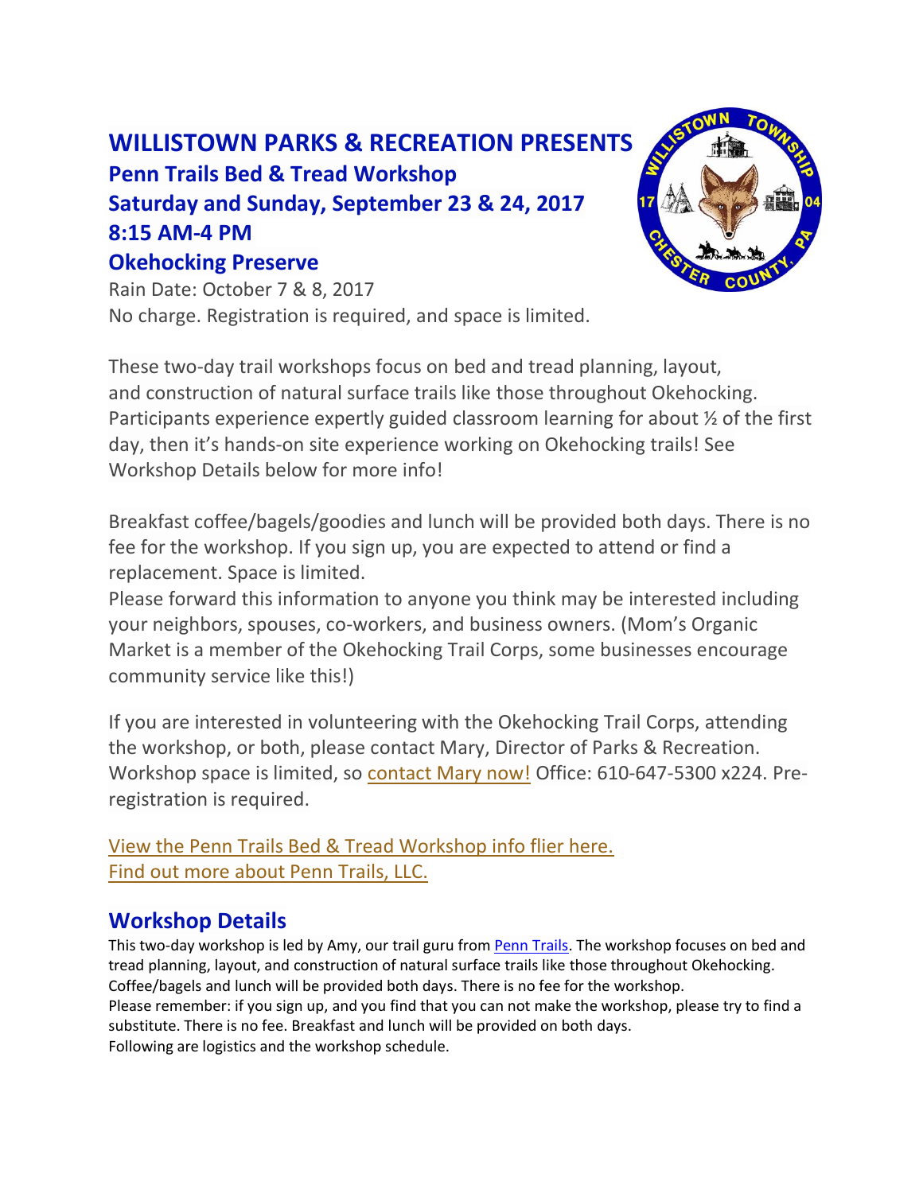# WILLISTOWN PARKS & RECREATION PRESENTS

## Penn Trails Bed & Tread Workshop

## Saturday and Sunday, September 23 & 24, 2017

## 8:15 AM-4 PM

## Okehocking Preserve

Rain Date: October 7 & 8, 2017

No charge. Registration is required, and space is limited.

These two-day trail workshops focus on bed and tread planning, layout, and construction of natural surface trails like those throughout Okehocking. Participants experience expertly guided classroom learning for about ½ of the first day, then it's hands-on site experience working on Okehocking trails! See Workshop Details below for more info!

Breakfast coffee/bagels/goodies and lunch will be provided both days. There is no fee for the workshop. If you sign up, you are expected to attend or find a replacement. Space is limited.

Please forward this information to anyone you think may be interested including your neighbors, spouses, co-workers, and business owners. (Mom's Organic Market is a member of the Okehocking Trail Corps, some businesses encourage community service like this!)

If you are interested in volunteering with the Okehocking Trail Corps, attending the workshop, or both, please contact Mary, Director of Parks & Recreation. Workshop space is limited, so contact Mary now! Office: 610-647-5300 x224. Pre-registration is required.

View the Penn Trails Bed & Tread Workshop info flier here.

Find out more about Penn Trails, LLC.

## Workshop Details

This two-day workshop is led by Amy, our trail guru from Penn Trails. The workshop focuses on bed and tread planning, layout, and construction of natural surface trails like those throughout Okehocking. Coffee/bagels and lunch will be provided both days. There is no fee for the workshop.

Please remember: if you sign up, and you find that you can not make the workshop, please try to find a substitute. There is no fee. Breakfast and lunch will be provided on both days.

Following are logistics and the workshop schedule.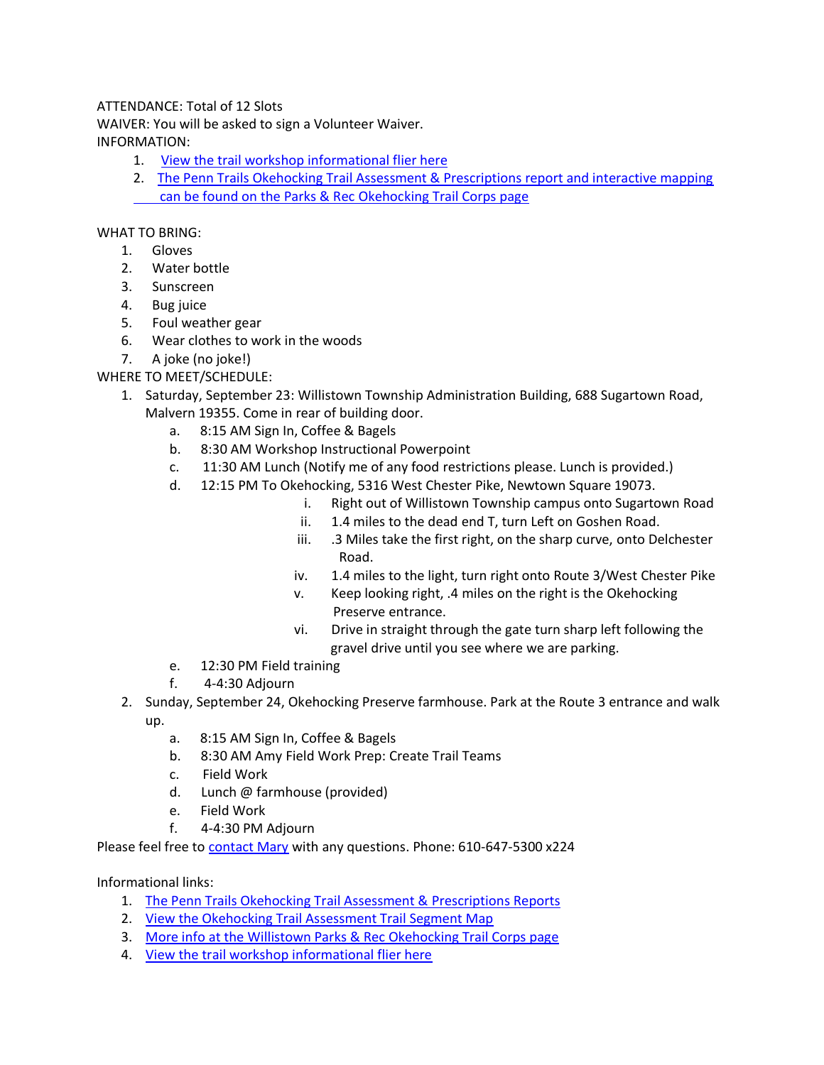ATTENDANCE: Total of 12 Slots
WAIVER: You will be asked to sign a Volunteer Waiver.
INFORMATION:

1. View the trail workshop informational flier here
2. The Penn Trails Okehocking Trail Assessment & Prescriptions report and interactive mapping can be found on the Parks & Rec Okehocking Trail Corps page

WHAT TO BRING:

1. Gloves
2. Water bottle
3. Sunscreen
4. Bug juice
5. Foul weather gear
6. Wear clothes to work in the woods
7. A joke (no joke!)

WHERE TO MEET/SCHEDULE:

1. Saturday, September 23: Willistown Township Administration Building, 688 Sugartown Road, Malvern 19355. Come in rear of building door.
    a. 8:15 AM Sign In, Coffee & Bagels
    b. 8:30 AM Workshop Instructional Powerpoint
    c. 11:30 AM Lunch (Notify me of any food restrictions please. Lunch is provided.)
    d. 12:15 PM To Okehocking, 5316 West Chester Pike, Newtown Square 19073.
        i. Right out of Willistown Township campus onto Sugartown Road
        ii. 1.4 miles to the dead end T, turn Left on Goshen Road.
        iii. .3 Miles take the first right, on the sharp curve, onto Delchester Road.
        iv. 1.4 miles to the light, turn right onto Route 3/West Chester Pike
        v. Keep looking right, .4 miles on the right is the Okehocking Preserve entrance.
        vi. Drive in straight through the gate turn sharp left following the gravel drive until you see where we are parking.
    e. 12:30 PM Field training
    f. 4-4:30 Adjourn
2. Sunday, September 24, Okehocking Preserve farmhouse. Park at the Route 3 entrance and walk up.
    a. 8:15 AM Sign In, Coffee & Bagels
    b. 8:30 AM Amy Field Work Prep: Create Trail Teams
    c. Field Work
    d. Lunch @ farmhouse (provided)
    e. Field Work
    f. 4-4:30 PM Adjourn

Please feel free to contact Mary with any questions. Phone: 610-647-5300 x224

Informational links:

1. The Penn Trails Okehocking Trail Assessment & Prescriptions Reports
2. View the Okehocking Trail Assessment Trail Segment Map
3. More info at the Willistown Parks & Rec Okehocking Trail Corps page
4. View the trail workshop informational flier here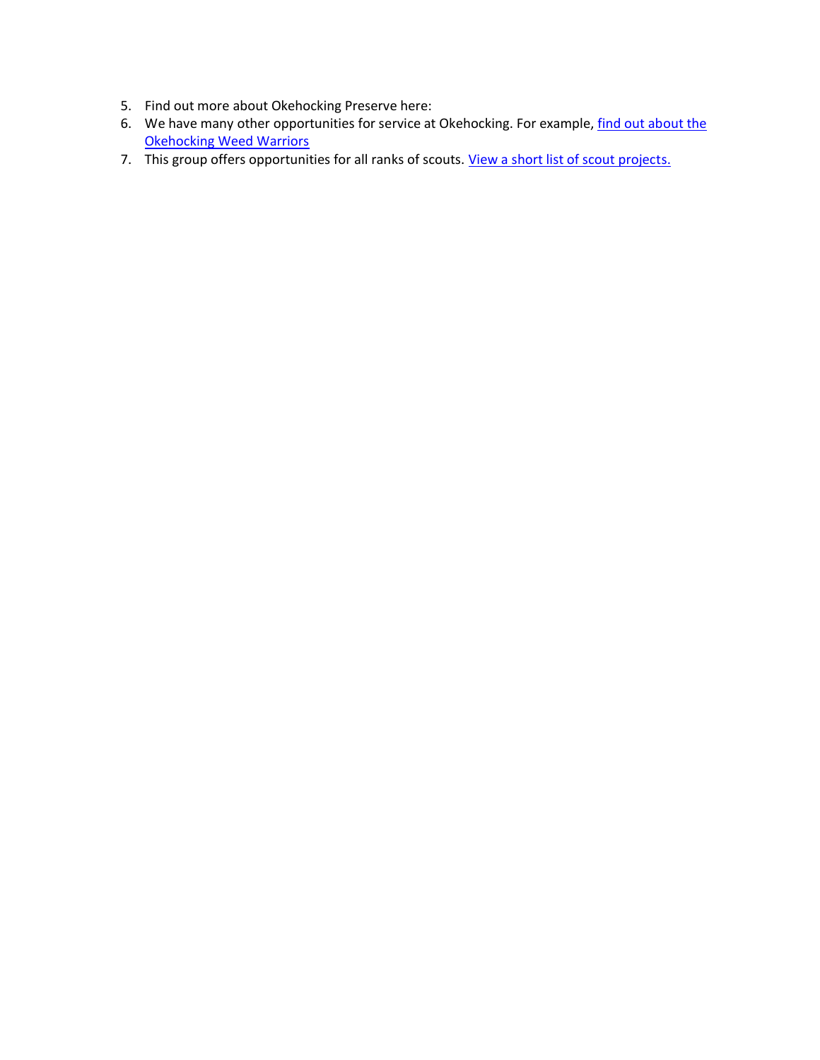5. Find out more about Okehocking Preserve here:
6. We have many other opportunities for service at Okehocking. For example, find out about the Okehocking Weed Warriors
7. This group offers opportunities for all ranks of scouts. View a short list of scout projects.